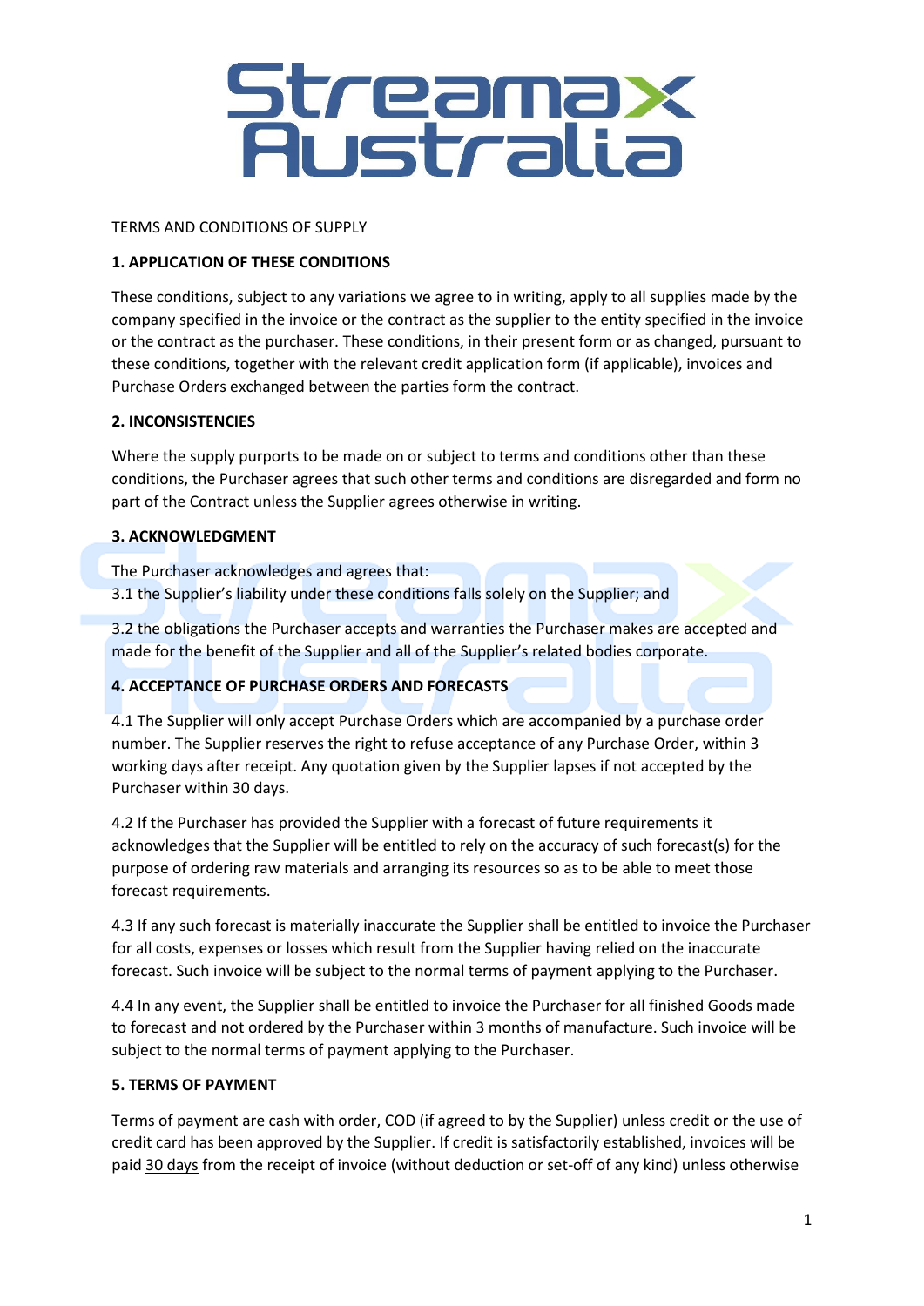TERMS AND CONDITIONS OF SUPPLY

**1. APPLICATION OF THESE CONDITIONS**

These conditions, subject to any variations we agree to in writing, apply to all supplies made by the company specified in the invoice or the contract as the supplier to the entity specified in the invoice or the contract as the purchaser. These conditions, in their present form or as changed, pursuant to these conditions, together with the relevant credit application form (if applicable), invoices and Purchase Orders exchanged between the parties form the contract.

**2. INCONSISTENCIES**

Where the supply purports to be made on or subject to terms and conditions other than these conditions, the Purchaser agrees that such other terms and conditions are disregarded and form no part of the Contract unless the Supplier agrees otherwise in writing.

**3. ACKNOWLEDGMENT**

The Purchaser acknowledges and agrees that:
3.1 the Supplier's liability under these conditions falls solely on the Supplier; and

3.2 the obligations the Purchaser accepts and warranties the Purchaser makes are accepted and made for the benefit of the Supplier and all of the Supplier's related bodies corporate.

**4. ACCEPTANCE OF PURCHASE ORDERS AND FORECASTS**

4.1 The Supplier will only accept Purchase Orders which are accompanied by a purchase order number. The Supplier reserves the right to refuse acceptance of any Purchase Order, within 3 working days after receipt. Any quotation given by the Supplier lapses if not accepted by the Purchaser within 30 days.

4.2 If the Purchaser has provided the Supplier with a forecast of future requirements it acknowledges that the Supplier will be entitled to rely on the accuracy of such forecast(s) for the purpose of ordering raw materials and arranging its resources so as to be able to meet those forecast requirements.

4.3 If any such forecast is materially inaccurate the Supplier shall be entitled to invoice the Purchaser for all costs, expenses or losses which result from the Supplier having relied on the inaccurate forecast. Such invoice will be subject to the normal terms of payment applying to the Purchaser.

4.4 In any event, the Supplier shall be entitled to invoice the Purchaser for all finished Goods made to forecast and not ordered by the Purchaser within 3 months of manufacture. Such invoice will be subject to the normal terms of payment applying to the Purchaser.

**5. TERMS OF PAYMENT**

Terms of payment are cash with order, COD (if agreed to by the Supplier) unless credit or the use of credit card has been approved by the Supplier. If credit is satisfactorily established, invoices will be paid 30 days from the receipt of invoice (without deduction or set-off of any kind) unless otherwise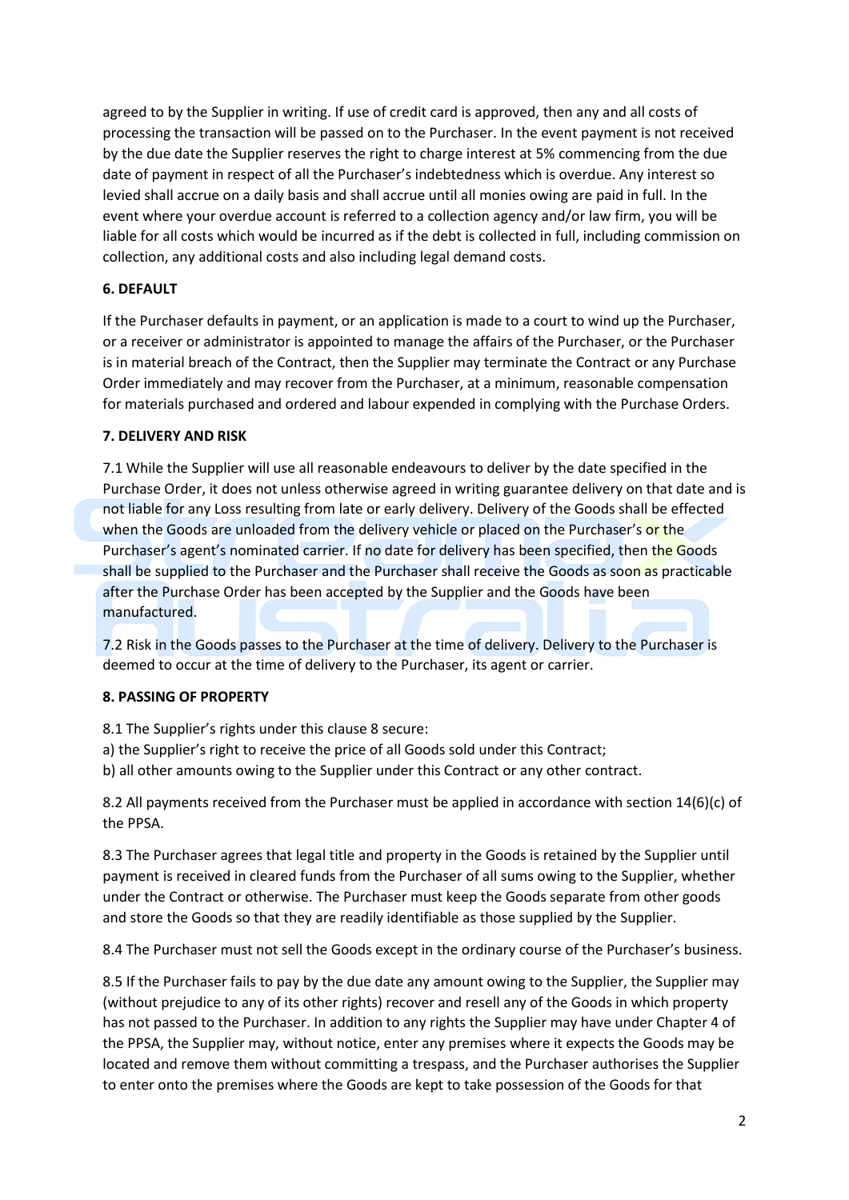agreed to by the Supplier in writing. If use of credit card is approved, then any and all costs of processing the transaction will be passed on to the Purchaser. In the event payment is not received by the due date the Supplier reserves the right to charge interest at 5% commencing from the due date of payment in respect of all the Purchaser's indebtedness which is overdue. Any interest so levied shall accrue on a daily basis and shall accrue until all monies owing are paid in full. In the event where your overdue account is referred to a collection agency and/or law firm, you will be liable for all costs which would be incurred as if the debt is collected in full, including commission on collection, any additional costs and also including legal demand costs.

**6. DEFAULT**

If the Purchaser defaults in payment, or an application is made to a court to wind up the Purchaser, or a receiver or administrator is appointed to manage the affairs of the Purchaser, or the Purchaser is in material breach of the Contract, then the Supplier may terminate the Contract or any Purchase Order immediately and may recover from the Purchaser, at a minimum, reasonable compensation for materials purchased and ordered and labour expended in complying with the Purchase Orders.

**7. DELIVERY AND RISK**

7.1 While the Supplier will use all reasonable endeavours to deliver by the date specified in the Purchase Order, it does not unless otherwise agreed in writing guarantee delivery on that date and is not liable for any Loss resulting from late or early delivery. Delivery of the Goods shall be effected when the Goods are unloaded from the delivery vehicle or placed on the Purchaser's or the Purchaser's agent's nominated carrier. If no date for delivery has been specified, then the Goods shall be supplied to the Purchaser and the Purchaser shall receive the Goods as soon as practicable after the Purchase Order has been accepted by the Supplier and the Goods have been manufactured.

7.2 Risk in the Goods passes to the Purchaser at the time of delivery. Delivery to the Purchaser is deemed to occur at the time of delivery to the Purchaser, its agent or carrier.

**8. PASSING OF PROPERTY**

8.1 The Supplier's rights under this clause 8 secure:
a) the Supplier's right to receive the price of all Goods sold under this Contract;
b) all other amounts owing to the Supplier under this Contract or any other contract.

8.2 All payments received from the Purchaser must be applied in accordance with section 14(6)(c) of the PPSA.

8.3 The Purchaser agrees that legal title and property in the Goods is retained by the Supplier until payment is received in cleared funds from the Purchaser of all sums owing to the Supplier, whether under the Contract or otherwise. The Purchaser must keep the Goods separate from other goods and store the Goods so that they are readily identifiable as those supplied by the Supplier.

8.4 The Purchaser must not sell the Goods except in the ordinary course of the Purchaser's business.

8.5 If the Purchaser fails to pay by the due date any amount owing to the Supplier, the Supplier may (without prejudice to any of its other rights) recover and resell any of the Goods in which property has not passed to the Purchaser. In addition to any rights the Supplier may have under Chapter 4 of the PPSA, the Supplier may, without notice, enter any premises where it expects the Goods may be located and remove them without committing a trespass, and the Purchaser authorises the Supplier to enter onto the premises where the Goods are kept to take possession of the Goods for that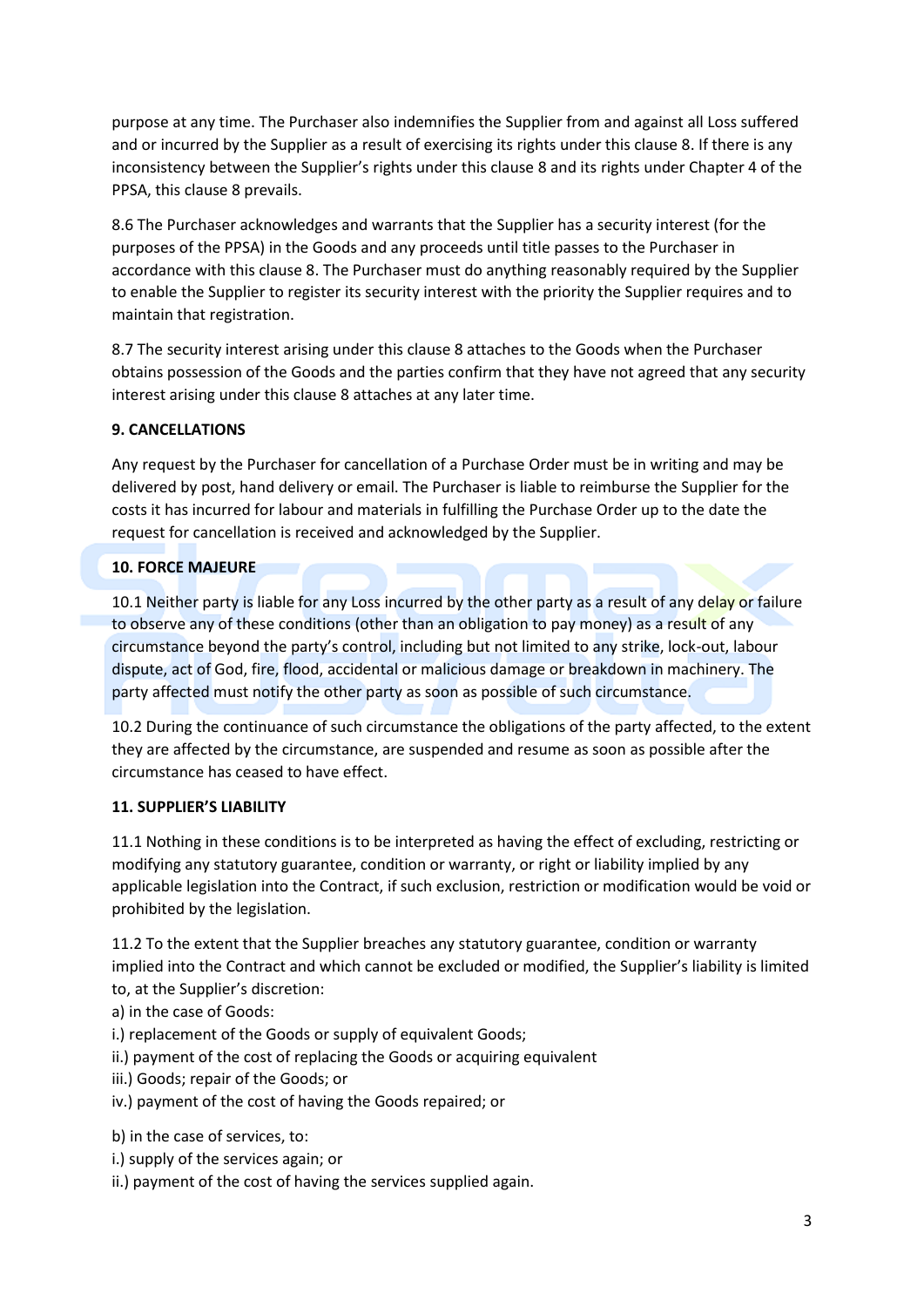purpose at any time. The Purchaser also indemnifies the Supplier from and against all Loss suffered and or incurred by the Supplier as a result of exercising its rights under this clause 8. If there is any inconsistency between the Supplier's rights under this clause 8 and its rights under Chapter 4 of the PPSA, this clause 8 prevails.

8.6 The Purchaser acknowledges and warrants that the Supplier has a security interest (for the purposes of the PPSA) in the Goods and any proceeds until title passes to the Purchaser in accordance with this clause 8. The Purchaser must do anything reasonably required by the Supplier to enable the Supplier to register its security interest with the priority the Supplier requires and to maintain that registration.

8.7 The security interest arising under this clause 8 attaches to the Goods when the Purchaser obtains possession of the Goods and the parties confirm that they have not agreed that any security interest arising under this clause 8 attaches at any later time.

**9. CANCELLATIONS**

Any request by the Purchaser for cancellation of a Purchase Order must be in writing and may be delivered by post, hand delivery or email. The Purchaser is liable to reimburse the Supplier for the costs it has incurred for labour and materials in fulfilling the Purchase Order up to the date the request for cancellation is received and acknowledged by the Supplier.

**10. FORCE MAJEURE**

10.1 Neither party is liable for any Loss incurred by the other party as a result of any delay or failure to observe any of these conditions (other than an obligation to pay money) as a result of any circumstance beyond the party's control, including but not limited to any strike, lock-out, labour dispute, act of God, fire, flood, accidental or malicious damage or breakdown in machinery. The party affected must notify the other party as soon as possible of such circumstance.

10.2 During the continuance of such circumstance the obligations of the party affected, to the extent they are affected by the circumstance, are suspended and resume as soon as possible after the circumstance has ceased to have effect.

**11. SUPPLIER'S LIABILITY**

11.1 Nothing in these conditions is to be interpreted as having the effect of excluding, restricting or modifying any statutory guarantee, condition or warranty, or right or liability implied by any applicable legislation into the Contract, if such exclusion, restriction or modification would be void or prohibited by the legislation.

11.2 To the extent that the Supplier breaches any statutory guarantee, condition or warranty implied into the Contract and which cannot be excluded or modified, the Supplier's liability is limited to, at the Supplier's discretion:

a) in the case of Goods:
i.) replacement of the Goods or supply of equivalent Goods;
ii.) payment of the cost of replacing the Goods or acquiring equivalent
iii.) Goods; repair of the Goods; or
iv.) payment of the cost of having the Goods repaired; or

b) in the case of services, to:
i.) supply of the services again; or
ii.) payment of the cost of having the services supplied again.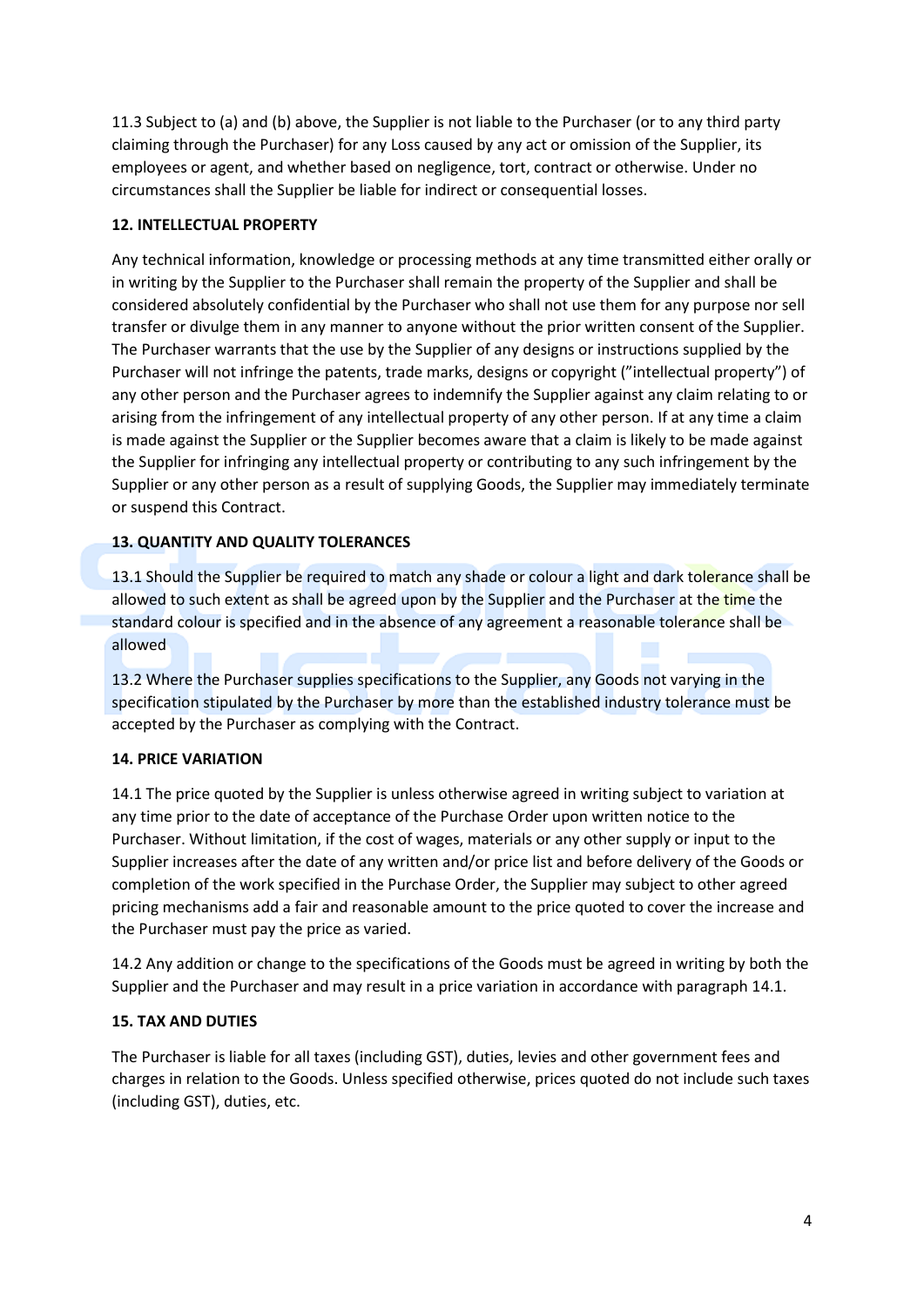11.3 Subject to (a) and (b) above, the Supplier is not liable to the Purchaser (or to any third party claiming through the Purchaser) for any Loss caused by any act or omission of the Supplier, its employees or agent, and whether based on negligence, tort, contract or otherwise. Under no circumstances shall the Supplier be liable for indirect or consequential losses.

**12. INTELLECTUAL PROPERTY**

Any technical information, knowledge or processing methods at any time transmitted either orally or in writing by the Supplier to the Purchaser shall remain the property of the Supplier and shall be considered absolutely confidential by the Purchaser who shall not use them for any purpose nor sell transfer or divulge them in any manner to anyone without the prior written consent of the Supplier. The Purchaser warrants that the use by the Supplier of any designs or instructions supplied by the Purchaser will not infringe the patents, trade marks, designs or copyright ("intellectual property") of any other person and the Purchaser agrees to indemnify the Supplier against any claim relating to or arising from the infringement of any intellectual property of any other person. If at any time a claim is made against the Supplier or the Supplier becomes aware that a claim is likely to be made against the Supplier for infringing any intellectual property or contributing to any such infringement by the Supplier or any other person as a result of supplying Goods, the Supplier may immediately terminate or suspend this Contract.

**13. QUANTITY AND QUALITY TOLERANCES**

13.1 Should the Supplier be required to match any shade or colour a light and dark tolerance shall be allowed to such extent as shall be agreed upon by the Supplier and the Purchaser at the time the standard colour is specified and in the absence of any agreement a reasonable tolerance shall be allowed

13.2 Where the Purchaser supplies specifications to the Supplier, any Goods not varying in the specification stipulated by the Purchaser by more than the established industry tolerance must be accepted by the Purchaser as complying with the Contract.

**14. PRICE VARIATION**

14.1 The price quoted by the Supplier is unless otherwise agreed in writing subject to variation at any time prior to the date of acceptance of the Purchase Order upon written notice to the Purchaser. Without limitation, if the cost of wages, materials or any other supply or input to the Supplier increases after the date of any written and/or price list and before delivery of the Goods or completion of the work specified in the Purchase Order, the Supplier may subject to other agreed pricing mechanisms add a fair and reasonable amount to the price quoted to cover the increase and the Purchaser must pay the price as varied.

14.2 Any addition or change to the specifications of the Goods must be agreed in writing by both the Supplier and the Purchaser and may result in a price variation in accordance with paragraph 14.1.

**15. TAX AND DUTIES**

The Purchaser is liable for all taxes (including GST), duties, levies and other government fees and charges in relation to the Goods. Unless specified otherwise, prices quoted do not include such taxes (including GST), duties, etc.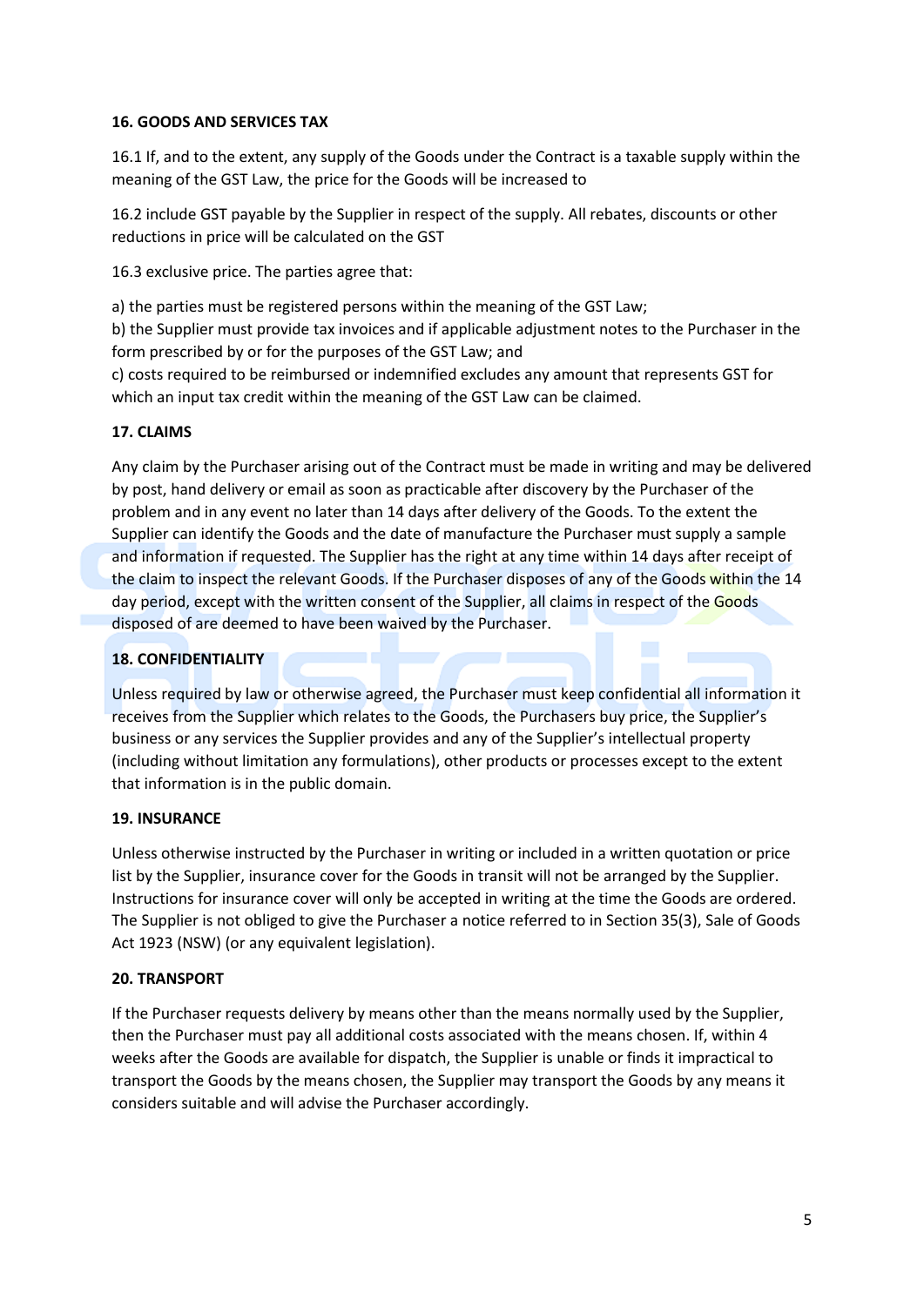**16. GOODS AND SERVICES TAX**

16.1 If, and to the extent, any supply of the Goods under the Contract is a taxable supply within the meaning of the GST Law, the price for the Goods will be increased to

16.2 include GST payable by the Supplier in respect of the supply. All rebates, discounts or other reductions in price will be calculated on the GST

16.3 exclusive price. The parties agree that:

a) the parties must be registered persons within the meaning of the GST Law;
b) the Supplier must provide tax invoices and if applicable adjustment notes to the Purchaser in the form prescribed by or for the purposes of the GST Law; and
c) costs required to be reimbursed or indemnified excludes any amount that represents GST for which an input tax credit within the meaning of the GST Law can be claimed.

**17. CLAIMS**

Any claim by the Purchaser arising out of the Contract must be made in writing and may be delivered by post, hand delivery or email as soon as practicable after discovery by the Purchaser of the problem and in any event no later than 14 days after delivery of the Goods. To the extent the Supplier can identify the Goods and the date of manufacture the Purchaser must supply a sample and information if requested. The Supplier has the right at any time within 14 days after receipt of the claim to inspect the relevant Goods. If the Purchaser disposes of any of the Goods within the 14 day period, except with the written consent of the Supplier, all claims in respect of the Goods disposed of are deemed to have been waived by the Purchaser.

**18. CONFIDENTIALITY**

Unless required by law or otherwise agreed, the Purchaser must keep confidential all information it receives from the Supplier which relates to the Goods, the Purchasers buy price, the Supplier's business or any services the Supplier provides and any of the Supplier's intellectual property (including without limitation any formulations), other products or processes except to the extent that information is in the public domain.

**19. INSURANCE**

Unless otherwise instructed by the Purchaser in writing or included in a written quotation or price list by the Supplier, insurance cover for the Goods in transit will not be arranged by the Supplier. Instructions for insurance cover will only be accepted in writing at the time the Goods are ordered. The Supplier is not obliged to give the Purchaser a notice referred to in Section 35(3), Sale of Goods Act 1923 (NSW) (or any equivalent legislation).

**20. TRANSPORT**

If the Purchaser requests delivery by means other than the means normally used by the Supplier, then the Purchaser must pay all additional costs associated with the means chosen. If, within 4 weeks after the Goods are available for dispatch, the Supplier is unable or finds it impractical to transport the Goods by the means chosen, the Supplier may transport the Goods by any means it considers suitable and will advise the Purchaser accordingly.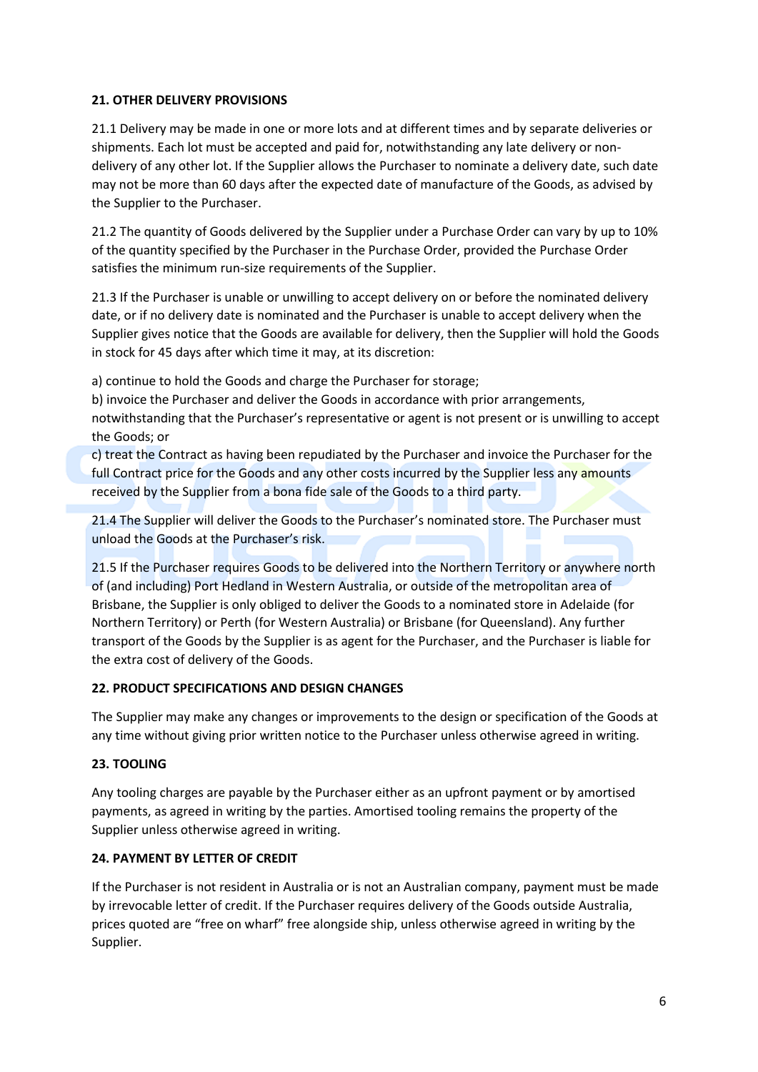**21. OTHER DELIVERY PROVISIONS**

21.1 Delivery may be made in one or more lots and at different times and by separate deliveries or shipments. Each lot must be accepted and paid for, notwithstanding any late delivery or non-delivery of any other lot. If the Supplier allows the Purchaser to nominate a delivery date, such date may not be more than 60 days after the expected date of manufacture of the Goods, as advised by the Supplier to the Purchaser.

21.2 The quantity of Goods delivered by the Supplier under a Purchase Order can vary by up to 10% of the quantity specified by the Purchaser in the Purchase Order, provided the Purchase Order satisfies the minimum run-size requirements of the Supplier.

21.3 If the Purchaser is unable or unwilling to accept delivery on or before the nominated delivery date, or if no delivery date is nominated and the Purchaser is unable to accept delivery when the Supplier gives notice that the Goods are available for delivery, then the Supplier will hold the Goods in stock for 45 days after which time it may, at its discretion:

a) continue to hold the Goods and charge the Purchaser for storage;
b) invoice the Purchaser and deliver the Goods in accordance with prior arrangements, notwithstanding that the Purchaser's representative or agent is not present or is unwilling to accept the Goods; or
c) treat the Contract as having been repudiated by the Purchaser and invoice the Purchaser for the full Contract price for the Goods and any other costs incurred by the Supplier less any amounts received by the Supplier from a bona fide sale of the Goods to a third party.

21.4 The Supplier will deliver the Goods to the Purchaser's nominated store. The Purchaser must unload the Goods at the Purchaser's risk.

21.5 If the Purchaser requires Goods to be delivered into the Northern Territory or anywhere north of (and including) Port Hedland in Western Australia, or outside of the metropolitan area of Brisbane, the Supplier is only obliged to deliver the Goods to a nominated store in Adelaide (for Northern Territory) or Perth (for Western Australia) or Brisbane (for Queensland). Any further transport of the Goods by the Supplier is as agent for the Purchaser, and the Purchaser is liable for the extra cost of delivery of the Goods.

**22. PRODUCT SPECIFICATIONS AND DESIGN CHANGES**

The Supplier may make any changes or improvements to the design or specification of the Goods at any time without giving prior written notice to the Purchaser unless otherwise agreed in writing.

**23. TOOLING**

Any tooling charges are payable by the Purchaser either as an upfront payment or by amortised payments, as agreed in writing by the parties. Amortised tooling remains the property of the Supplier unless otherwise agreed in writing.

**24. PAYMENT BY LETTER OF CREDIT**

If the Purchaser is not resident in Australia or is not an Australian company, payment must be made by irrevocable letter of credit. If the Purchaser requires delivery of the Goods outside Australia, prices quoted are "free on wharf" free alongside ship, unless otherwise agreed in writing by the Supplier.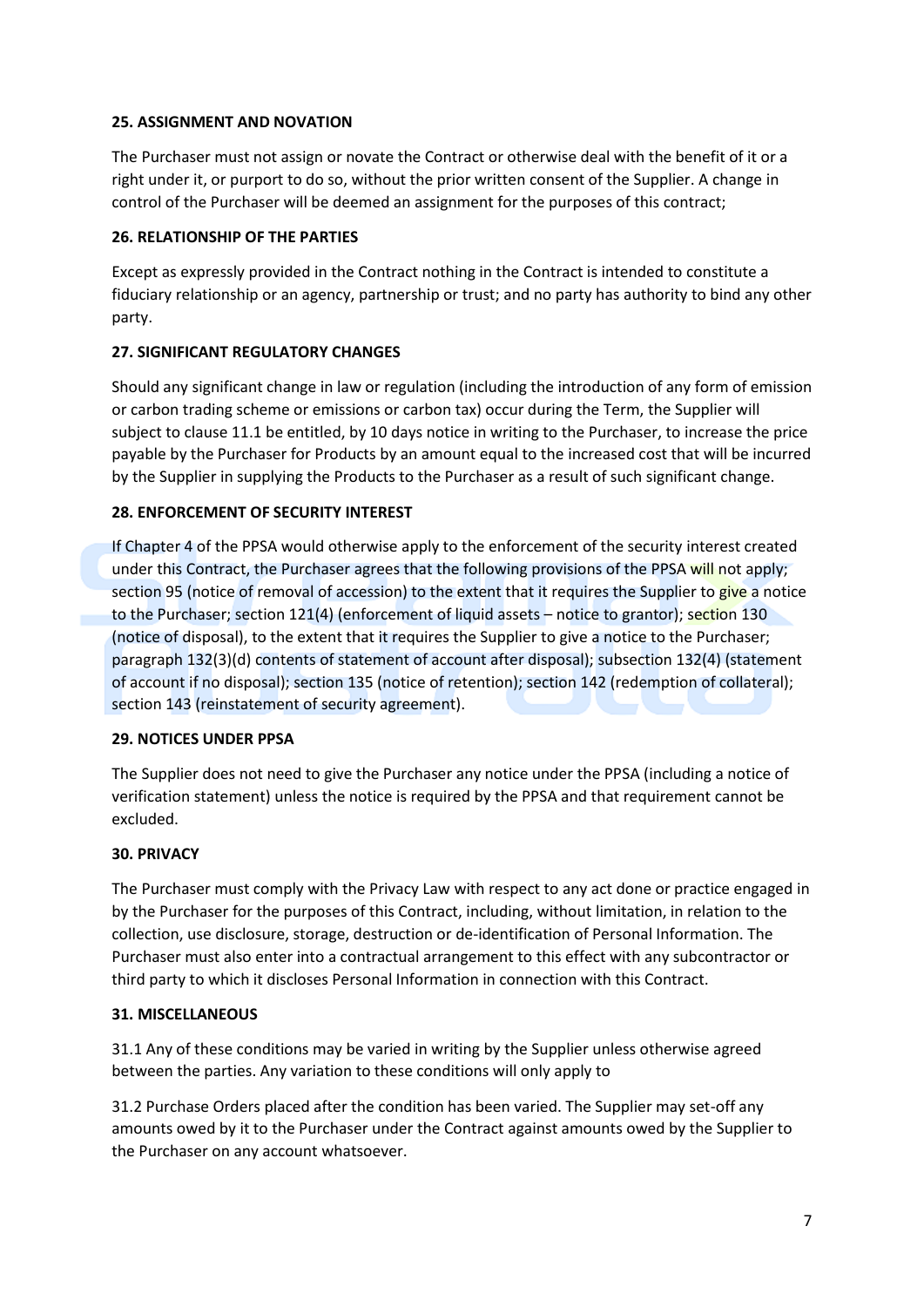**25. ASSIGNMENT AND NOVATION**

The Purchaser must not assign or novate the Contract or otherwise deal with the benefit of it or a right under it, or purport to do so, without the prior written consent of the Supplier. A change in control of the Purchaser will be deemed an assignment for the purposes of this contract;

**26. RELATIONSHIP OF THE PARTIES**

Except as expressly provided in the Contract nothing in the Contract is intended to constitute a fiduciary relationship or an agency, partnership or trust; and no party has authority to bind any other party.

**27. SIGNIFICANT REGULATORY CHANGES**

Should any significant change in law or regulation (including the introduction of any form of emission or carbon trading scheme or emissions or carbon tax) occur during the Term, the Supplier will subject to clause 11.1 be entitled, by 10 days notice in writing to the Purchaser, to increase the price payable by the Purchaser for Products by an amount equal to the increased cost that will be incurred by the Supplier in supplying the Products to the Purchaser as a result of such significant change.

**28. ENFORCEMENT OF SECURITY INTEREST**

If Chapter 4 of the PPSA would otherwise apply to the enforcement of the security interest created under this Contract, the Purchaser agrees that the following provisions of the PPSA will not apply; section 95 (notice of removal of accession) to the extent that it requires the Supplier to give a notice to the Purchaser; section 121(4) (enforcement of liquid assets – notice to grantor); section 130 (notice of disposal), to the extent that it requires the Supplier to give a notice to the Purchaser; paragraph 132(3)(d) contents of statement of account after disposal); subsection 132(4) (statement of account if no disposal); section 135 (notice of retention); section 142 (redemption of collateral); section 143 (reinstatement of security agreement).

**29. NOTICES UNDER PPSA**

The Supplier does not need to give the Purchaser any notice under the PPSA (including a notice of verification statement) unless the notice is required by the PPSA and that requirement cannot be excluded.

**30. PRIVACY**

The Purchaser must comply with the Privacy Law with respect to any act done or practice engaged in by the Purchaser for the purposes of this Contract, including, without limitation, in relation to the collection, use disclosure, storage, destruction or de-identification of Personal Information. The Purchaser must also enter into a contractual arrangement to this effect with any subcontractor or third party to which it discloses Personal Information in connection with this Contract.

**31. MISCELLANEOUS**

31.1 Any of these conditions may be varied in writing by the Supplier unless otherwise agreed between the parties. Any variation to these conditions will only apply to

31.2 Purchase Orders placed after the condition has been varied. The Supplier may set-off any amounts owed by it to the Purchaser under the Contract against amounts owed by the Supplier to the Purchaser on any account whatsoever.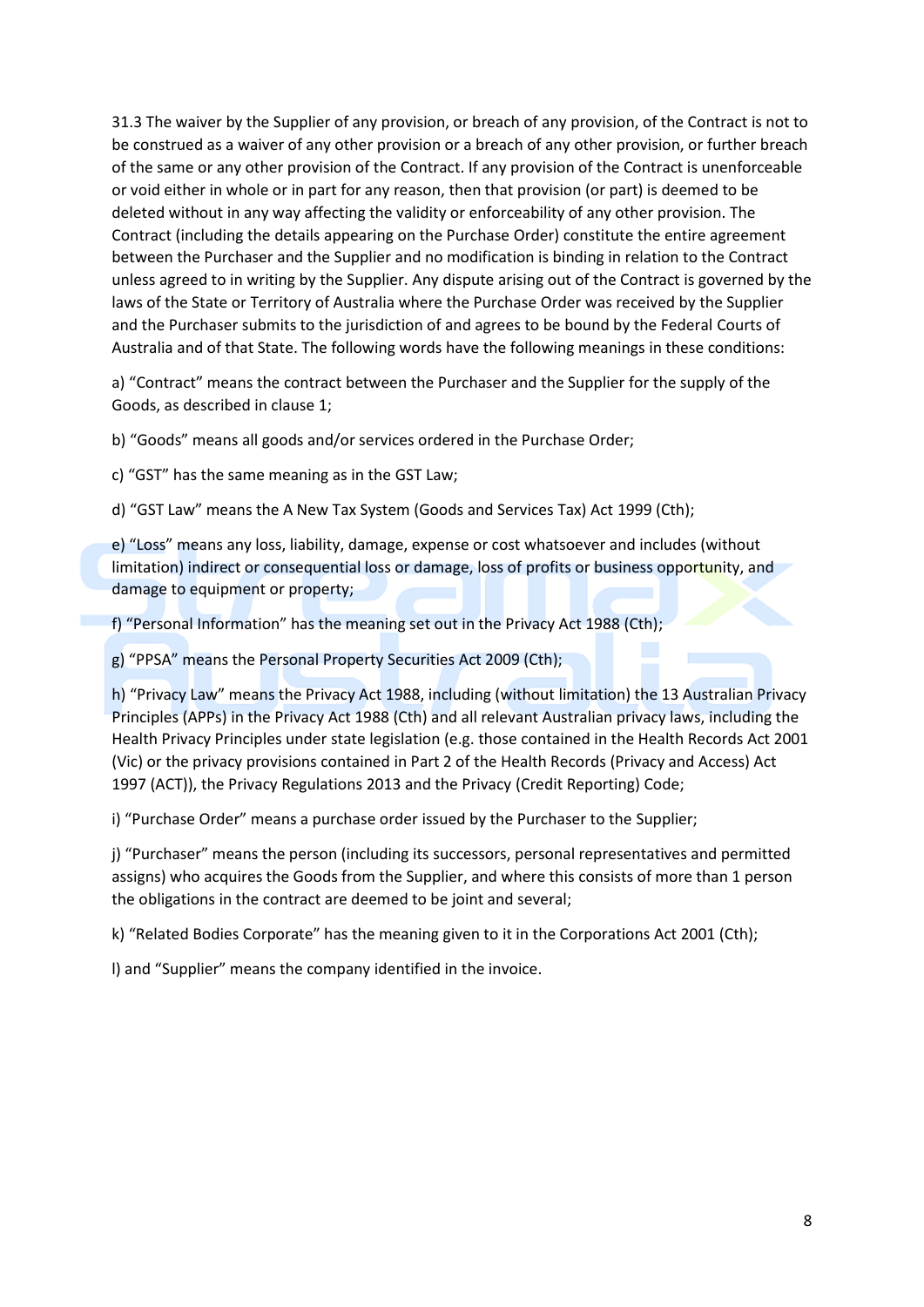31.3 The waiver by the Supplier of any provision, or breach of any provision, of the Contract is not to be construed as a waiver of any other provision or a breach of any other provision, or further breach of the same or any other provision of the Contract. If any provision of the Contract is unenforceable or void either in whole or in part for any reason, then that provision (or part) is deemed to be deleted without in any way affecting the validity or enforceability of any other provision. The Contract (including the details appearing on the Purchase Order) constitute the entire agreement between the Purchaser and the Supplier and no modification is binding in relation to the Contract unless agreed to in writing by the Supplier. Any dispute arising out of the Contract is governed by the laws of the State or Territory of Australia where the Purchase Order was received by the Supplier and the Purchaser submits to the jurisdiction of and agrees to be bound by the Federal Courts of Australia and of that State. The following words have the following meanings in these conditions:

a) "Contract" means the contract between the Purchaser and the Supplier for the supply of the Goods, as described in clause 1;

b) "Goods" means all goods and/or services ordered in the Purchase Order;

c) "GST" has the same meaning as in the GST Law;

d) "GST Law" means the A New Tax System (Goods and Services Tax) Act 1999 (Cth);

e) "Loss" means any loss, liability, damage, expense or cost whatsoever and includes (without limitation) indirect or consequential loss or damage, loss of profits or business opportunity, and damage to equipment or property;

f) "Personal Information" has the meaning set out in the Privacy Act 1988 (Cth);

g) "PPSA" means the Personal Property Securities Act 2009 (Cth);

h) "Privacy Law" means the Privacy Act 1988, including (without limitation) the 13 Australian Privacy Principles (APPs) in the Privacy Act 1988 (Cth) and all relevant Australian privacy laws, including the Health Privacy Principles under state legislation (e.g. those contained in the Health Records Act 2001 (Vic) or the privacy provisions contained in Part 2 of the Health Records (Privacy and Access) Act 1997 (ACT)), the Privacy Regulations 2013 and the Privacy (Credit Reporting) Code;

i) "Purchase Order" means a purchase order issued by the Purchaser to the Supplier;

j) "Purchaser" means the person (including its successors, personal representatives and permitted assigns) who acquires the Goods from the Supplier, and where this consists of more than 1 person the obligations in the contract are deemed to be joint and several;

k) "Related Bodies Corporate" has the meaning given to it in the Corporations Act 2001 (Cth);

l) and "Supplier" means the company identified in the invoice.